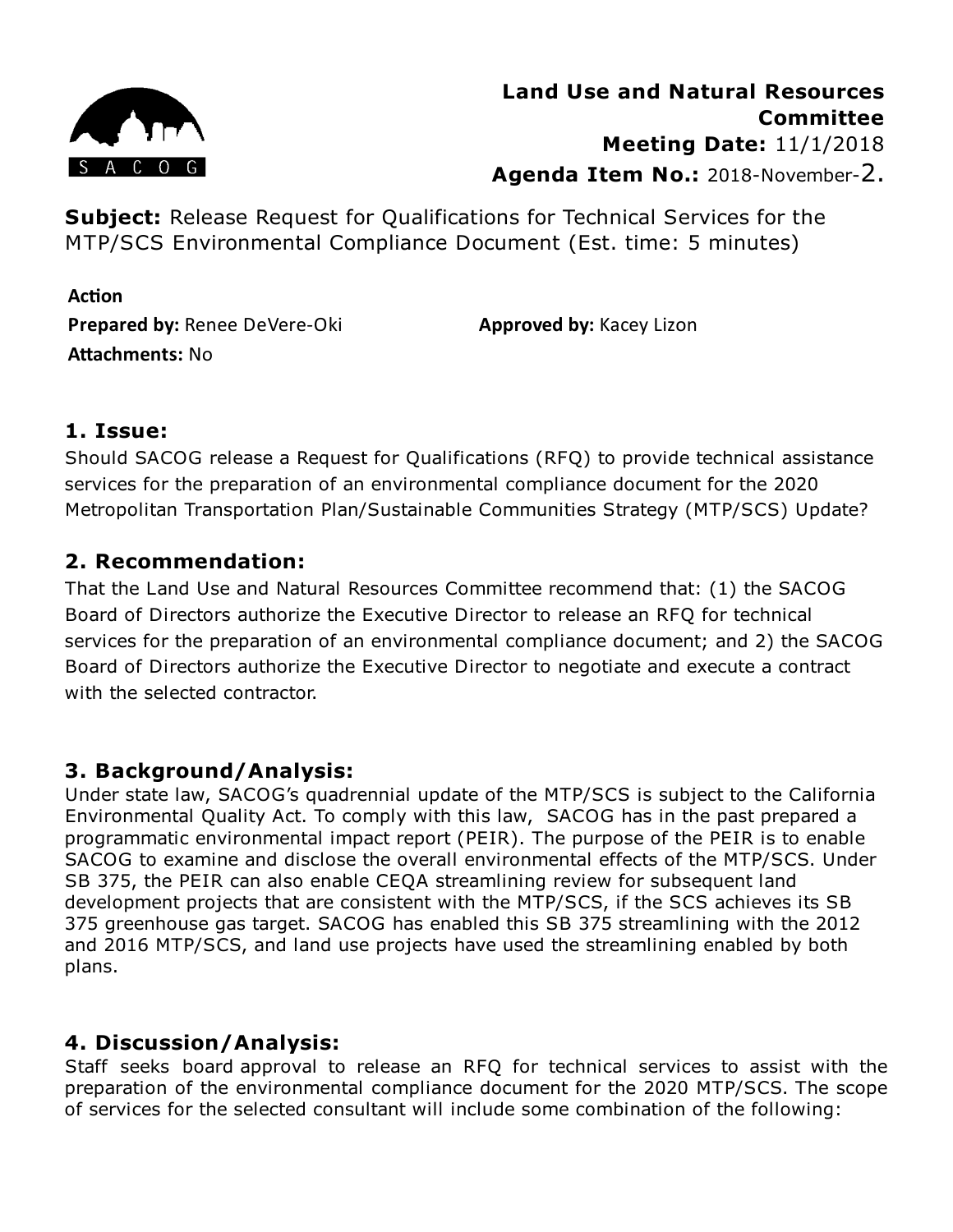**Land Use and Natural Resources Committee**
**Meeting Date:** 11/1/2018
**Agenda Item No.:** 2018-November-2.

**Subject:** Release Request for Qualifications for Technical Services for the MTP/SCS Environmental Compliance Document (Est. time: 5 minutes)

**Action**
**Prepared by:** Renee DeVere-Oki **Approved by:** Kacey Lizon
**Attachments:** No

## 1. Issue:

Should SACOG release a Request for Qualifications (RFQ) to provide technical assistance services for the preparation of an environmental compliance document for the 2020 Metropolitan Transportation Plan/Sustainable Communities Strategy (MTP/SCS) Update?

## 2. Recommendation:

That the Land Use and Natural Resources Committee recommend that: (1) the SACOG Board of Directors authorize the Executive Director to release an RFQ for technical services for the preparation of an environmental compliance document; and 2) the SACOG Board of Directors authorize the Executive Director to negotiate and execute a contract with the selected contractor.

## 3. Background/Analysis:

Under state law, SACOG's quadrennial update of the MTP/SCS is subject to the California Environmental Quality Act. To comply with this law, SACOG has in the past prepared a programmatic environmental impact report (PEIR). The purpose of the PEIR is to enable SACOG to examine and disclose the overall environmental effects of the MTP/SCS. Under SB 375, the PEIR can also enable CEQA streamlining review for subsequent land development projects that are consistent with the MTP/SCS, if the SCS achieves its SB 375 greenhouse gas target. SACOG has enabled this SB 375 streamlining with the 2012 and 2016 MTP/SCS, and land use projects have used the streamlining enabled by both plans.

## 4. Discussion/Analysis:

Staff seeks board approval to release an RFQ for technical services to assist with the preparation of the environmental compliance document for the 2020 MTP/SCS. The scope of services for the selected consultant will include some combination of the following: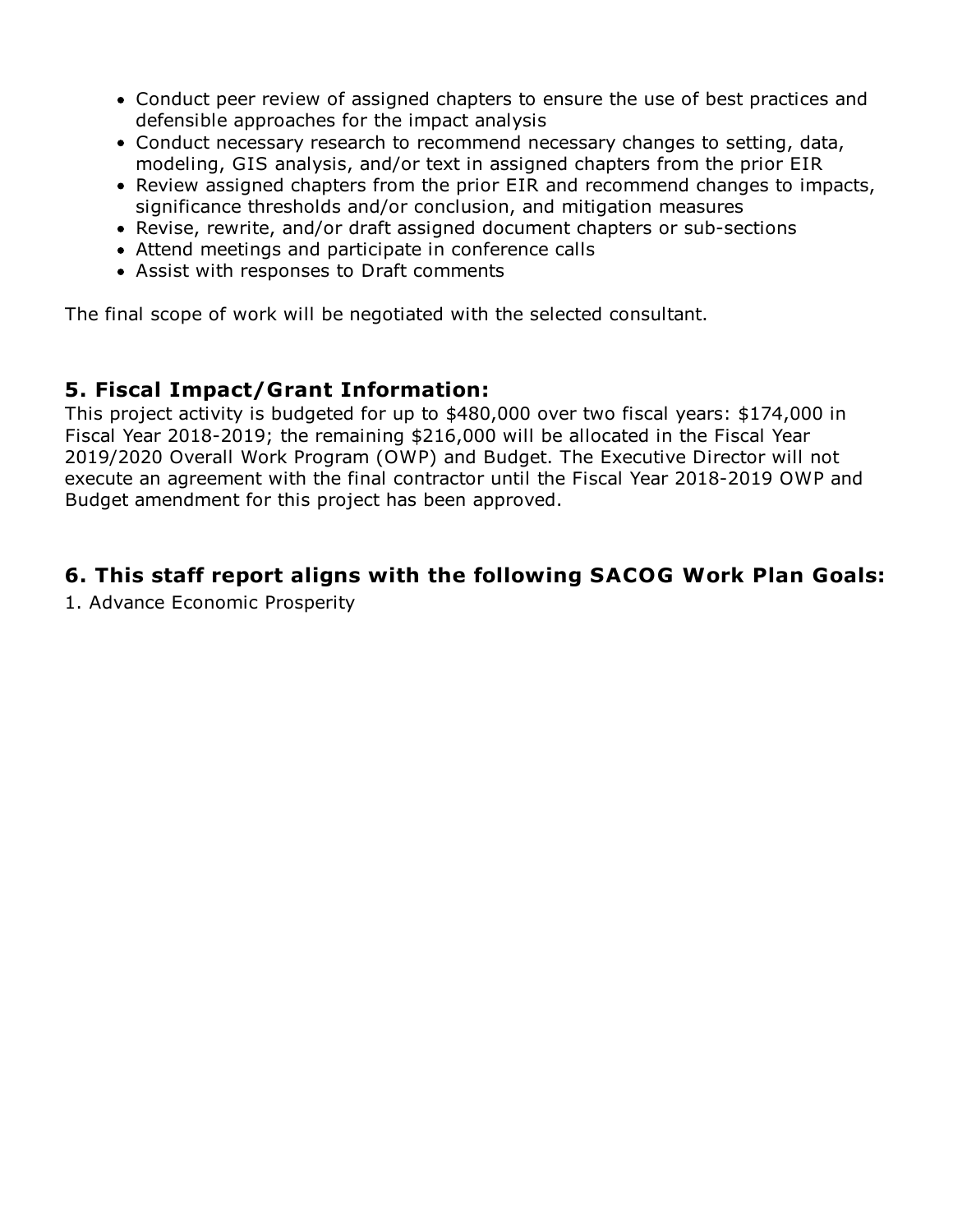- Conduct peer review of assigned chapters to ensure the use of best practices and defensible approaches for the impact analysis
- Conduct necessary research to recommend necessary changes to setting, data, modeling, GIS analysis, and/or text in assigned chapters from the prior EIR
- Review assigned chapters from the prior EIR and recommend changes to impacts, significance thresholds and/or conclusion, and mitigation measures
- Revise, rewrite, and/or draft assigned document chapters or sub-sections
- Attend meetings and participate in conference calls
- Assist with responses to Draft comments

The final scope of work will be negotiated with the selected consultant.

## 5. Fiscal Impact/Grant Information:

This project activity is budgeted for up to $480,000 over two fiscal years: $174,000 in Fiscal Year 2018-2019; the remaining $216,000 will be allocated in the Fiscal Year 2019/2020 Overall Work Program (OWP) and Budget. The Executive Director will not execute an agreement with the final contractor until the Fiscal Year 2018-2019 OWP and Budget amendment for this project has been approved.

## 6. This staff report aligns with the following SACOG Work Plan Goals:

1. Advance Economic Prosperity